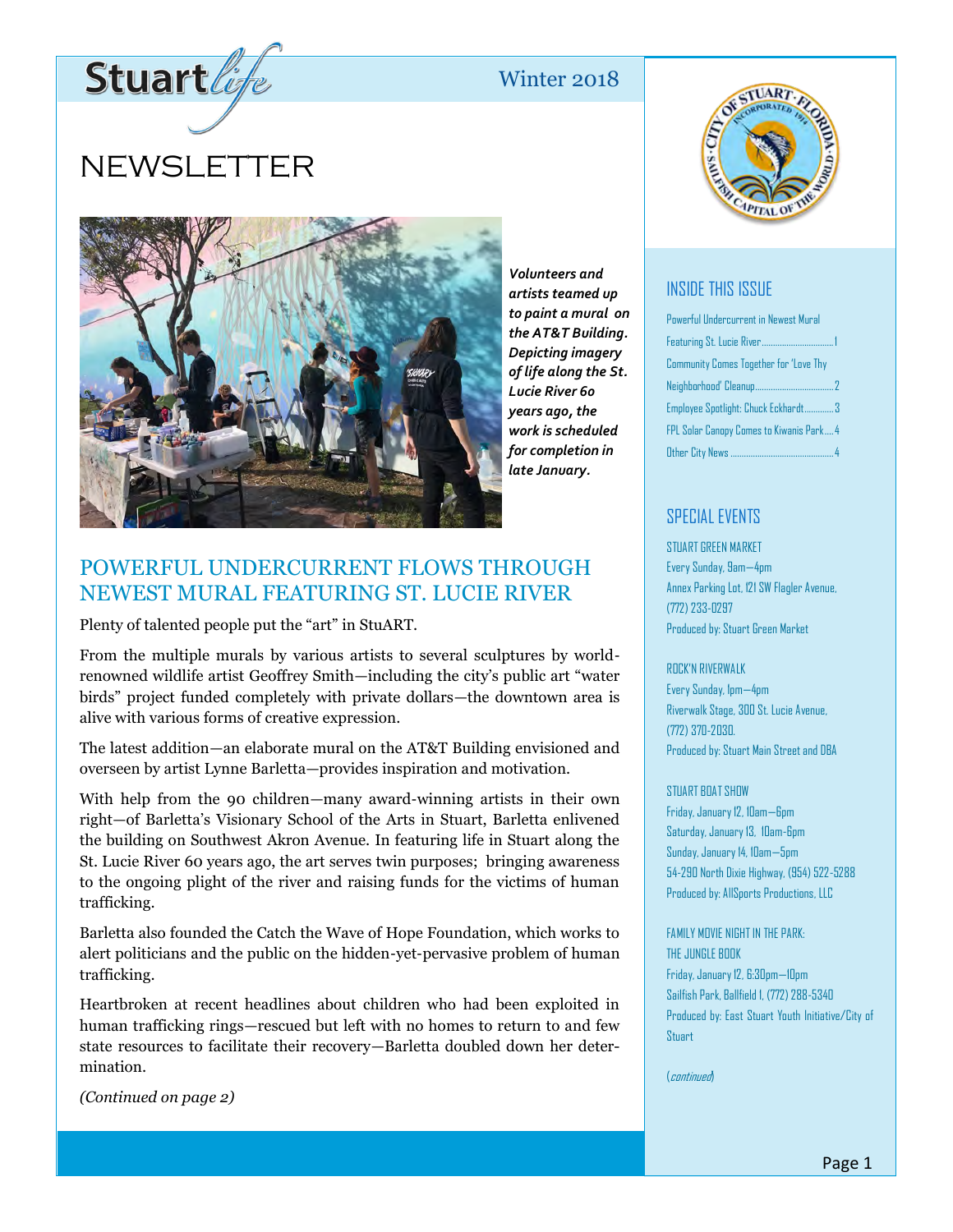# Stuart *life*

Winter 2018

# NEWSLETTER

***Volunteers and artists teamed up to paint a mural on the AT&T Building. Depicting imagery of life along the St. Lucie River 60 years ago, the work is scheduled for completion in late January.***

## POWERFUL UNDERCURRENT FLOWS THROUGH NEWEST MURAL FEATURING ST. LUCIE RIVER

Plenty of talented people put the "art" in StuART.

From the multiple murals by various artists to several sculptures by world-renowned wildlife artist Geoffrey Smith—including the city's public art "water birds" project funded completely with private dollars—the downtown area is alive with various forms of creative expression.

The latest addition—an elaborate mural on the AT&T Building envisioned and overseen by artist Lynne Barletta—provides inspiration and motivation.

With help from the 90 children—many award-winning artists in their own right—of Barletta's Visionary School of the Arts in Stuart, Barletta enlivened the building on Southwest Akron Avenue. In featuring life in Stuart along the St. Lucie River 60 years ago, the art serves twin purposes; bringing awareness to the ongoing plight of the river and raising funds for the victims of human trafficking.

Barletta also founded the Catch the Wave of Hope Foundation, which works to alert politicians and the public on the hidden-yet-pervasive problem of human trafficking.

Heartbroken at recent headlines about children who had been exploited in human trafficking rings—rescued but left with no homes to return to and few state resources to facilitate their recovery—Barletta doubled down her determination.

*(Continued on page 2)*

## INSIDE THIS ISSUE

- Powerful Undercurrent in Newest Mural Featuring St. Lucie River ... 1
- Community Comes Together for 'Love Thy Neighborhood' Cleanup ... 2
- Employee Spotlight: Chuck Eckhardt ... 3
- FPL Solar Canopy Comes to Kiwanis Park ... 4
- Other City News ... 4

## SPECIAL EVENTS

STUART GREEN MARKET
Every Sunday, 9am—4pm
Annex Parking Lot, 121 SW Flagler Avenue, (772) 233-0297
Produced by: Stuart Green Market

ROCK'N RIVERWALK
Every Sunday, 1pm—4pm
Riverwalk Stage, 300 St. Lucie Avenue, (772) 370-2030.
Produced by: Stuart Main Street and DBA

STUART BOAT SHOW
Friday, January 12, 10am—6pm
Saturday, January 13, 10am-6pm
Sunday, January 14, 10am—5pm
54-290 North Dixie Highway, (954) 522-5288
Produced by: AllSports Productions, LLC

FAMILY MOVIE NIGHT IN THE PARK: THE JUNGLE BOOK
Friday, January 12, 6:30pm—10pm
Sailfish Park, Ballfield 1, (772) 288-5340
Produced by: East Stuart Youth Initiative/City of Stuart

(*continued*)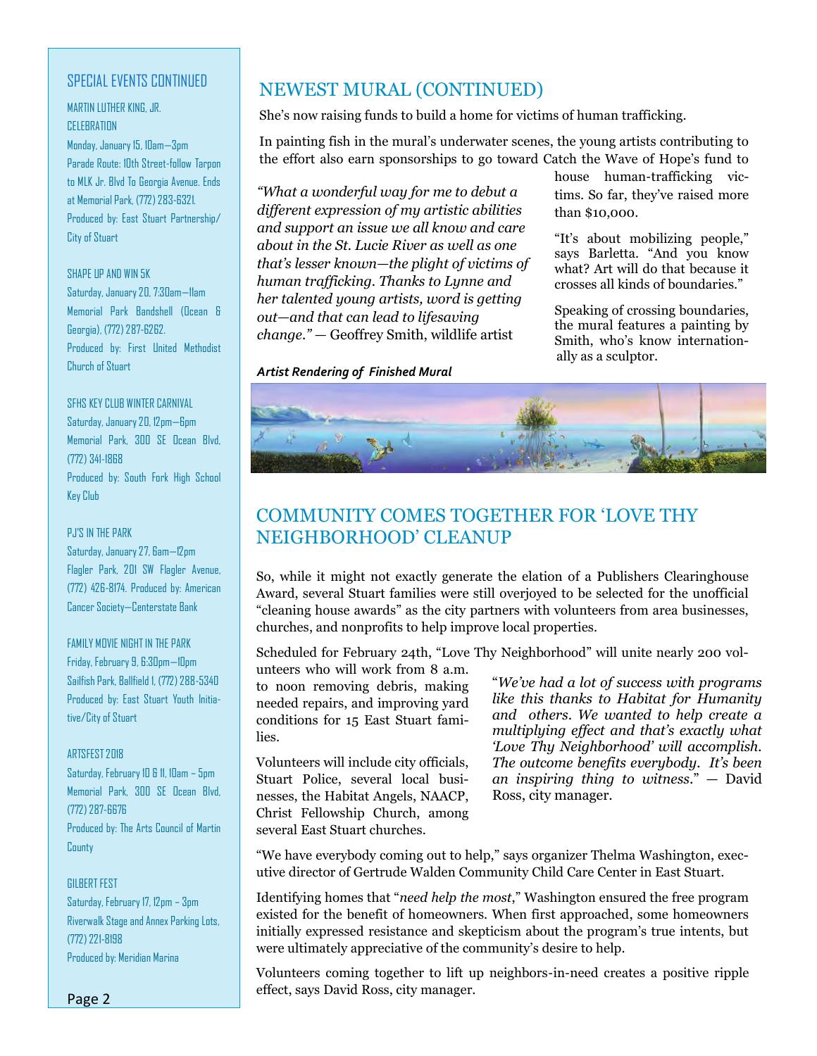## SPECIAL EVENTS CONTINUED

MARTIN LUTHER KING, JR. CELEBRATION
Monday, January 15, 10am—3pm
Parade Route: 10th Street-follow Tarpon to MLK Jr. Blvd To Georgia Avenue. Ends at Memorial Park, (772) 283-6321.
Produced by: East Stuart Partnership/ City of Stuart

SHAPE UP AND WIN 5K
Saturday, January 20, 7:30am—11am
Memorial Park Bandshell (Ocean & Georgia), (772) 287-6262.
Produced by: First United Methodist Church of Stuart

SFHS KEY CLUB WINTER CARNIVAL
Saturday, January 20, 12pm—6pm
Memorial Park, 300 SE Ocean Blvd, (772) 341-1868
Produced by: South Fork High School Key Club

PJ'S IN THE PARK
Saturday, January 27, 6am—12pm
Flagler Park, 201 SW Flagler Avenue, (772) 426-8174. Produced by: American Cancer Society—Centerstate Bank

FAMILY MOVIE NIGHT IN THE PARK
Friday, February 9, 6:30pm—10pm
Sailfish Park, Ballfield 1, (772) 288-5340
Produced by: East Stuart Youth Initiative/City of Stuart

ARTSFEST 2018
Saturday, February 10 & 11, 10am – 5pm
Memorial Park, 300 SE Ocean Blvd, (772) 287-6676
Produced by: The Arts Council of Martin County

GILBERT FEST
Saturday, February 17, 12pm – 3pm
Riverwalk Stage and Annex Parking Lots, (772) 221-8198
Produced by: Meridian Marina

## NEWEST MURAL (CONTINUED)

She's now raising funds to build a home for victims of human trafficking.

In painting fish in the mural's underwater scenes, the young artists contributing to the effort also earn sponsorships to go toward Catch the Wave of Hope's fund to house human-trafficking victims. So far, they've raised more than $10,000.

*"What a wonderful way for me to debut a different expression of my artistic abilities and support an issue we all know and care about in the St. Lucie River as well as one that's lesser known—the plight of victims of human trafficking. Thanks to Lynne and her talented young artists, word is getting out—and that can lead to lifesaving change."* — Geoffrey Smith, wildlife artist

"It's about mobilizing people," says Barletta. "And you know what? Art will do that because it crosses all kinds of boundaries."

Speaking of crossing boundaries, the mural features a painting by Smith, who's know internationally as a sculptor.

***Artist Rendering of Finished Mural***

## COMMUNITY COMES TOGETHER FOR 'LOVE THY NEIGHBORHOOD' CLEANUP

So, while it might not exactly generate the elation of a Publishers Clearinghouse Award, several Stuart families were still overjoyed to be selected for the unofficial "cleaning house awards" as the city partners with volunteers from area businesses, churches, and nonprofits to help improve local properties.

Scheduled for February 24th, "Love Thy Neighborhood" will unite nearly 200 volunteers who will work from 8 a.m. to noon removing debris, making needed repairs, and improving yard conditions for 15 East Stuart families.

Volunteers will include city officials, Stuart Police, several local businesses, the Habitat Angels, NAACP, Christ Fellowship Church, among several East Stuart churches.

"*We've had a lot of success with programs like this thanks to Habitat for Humanity and others. We wanted to help create a multiplying effect and that's exactly what 'Love Thy Neighborhood' will accomplish. The outcome benefits everybody. It's been an inspiring thing to witness.*" — David Ross, city manager.

"We have everybody coming out to help," says organizer Thelma Washington, executive director of Gertrude Walden Community Child Care Center in East Stuart.

Identifying homes that "*need help the most*," Washington ensured the free program existed for the benefit of homeowners. When first approached, some homeowners initially expressed resistance and skepticism about the program's true intents, but were ultimately appreciative of the community's desire to help.

Volunteers coming together to lift up neighbors-in-need creates a positive ripple effect, says David Ross, city manager.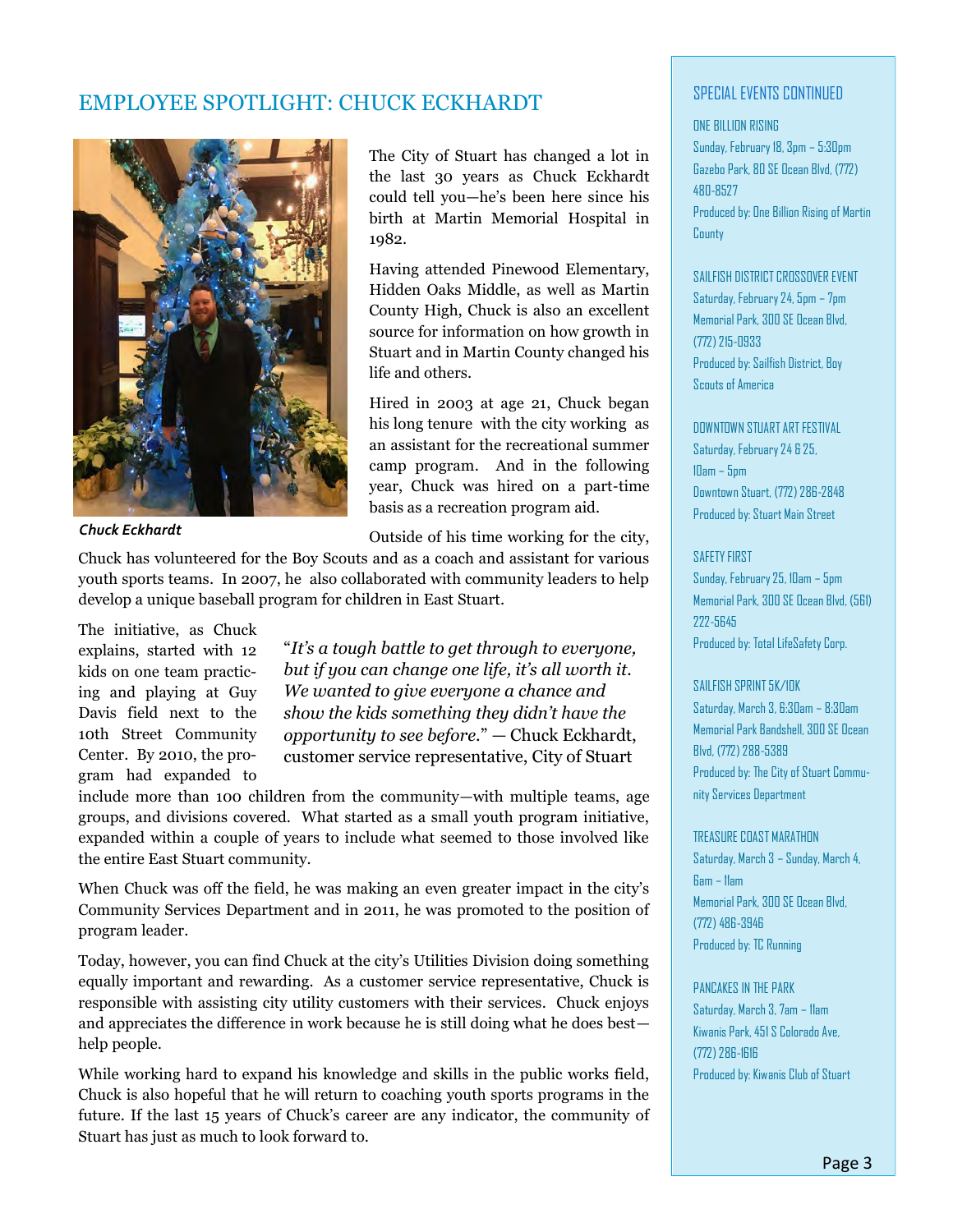## EMPLOYEE SPOTLIGHT: CHUCK ECKHARDT

*Chuck Eckhardt*

The City of Stuart has changed a lot in the last 30 years as Chuck Eckhardt could tell you—he's been here since his birth at Martin Memorial Hospital in 1982.

Having attended Pinewood Elementary, Hidden Oaks Middle, as well as Martin County High, Chuck is also an excellent source for information on how growth in Stuart and in Martin County changed his life and others.

Hired in 2003 at age 21, Chuck began his long tenure with the city working as an assistant for the recreational summer camp program. And in the following year, Chuck was hired on a part-time basis as a recreation program aid.

Outside of his time working for the city, Chuck has volunteered for the Boy Scouts and as a coach and assistant for various youth sports teams. In 2007, he also collaborated with community leaders to help develop a unique baseball program for children in East Stuart.

The initiative, as Chuck explains, started with 12 kids on one team practicing and playing at Guy Davis field next to the 10th Street Community Center. By 2010, the program had expanded to include more than 100 children from the community—with multiple teams, age groups, and divisions covered. What started as a small youth program initiative, expanded within a couple of years to include what seemed to those involved like the entire East Stuart community.

"*It's a tough battle to get through to everyone, but if you can change one life, it's all worth it. We wanted to give everyone a chance and show the kids something they didn't have the opportunity to see before.*" — Chuck Eckhardt, customer service representative, City of Stuart

When Chuck was off the field, he was making an even greater impact in the city's Community Services Department and in 2011, he was promoted to the position of program leader.

Today, however, you can find Chuck at the city's Utilities Division doing something equally important and rewarding. As a customer service representative, Chuck is responsible with assisting city utility customers with their services. Chuck enjoys and appreciates the difference in work because he is still doing what he does best—help people.

While working hard to expand his knowledge and skills in the public works field, Chuck is also hopeful that he will return to coaching youth sports programs in the future. If the last 15 years of Chuck's career are any indicator, the community of Stuart has just as much to look forward to.

## SPECIAL EVENTS CONTINUED

ONE BILLION RISING
Sunday, February 18, 3pm – 5:30pm
Gazebo Park, 80 SE Ocean Blvd, (772) 480-8527
Produced by: One Billion Rising of Martin County

SAILFISH DISTRICT CROSSOVER EVENT
Saturday, February 24, 5pm – 7pm
Memorial Park, 300 SE Ocean Blvd, (772) 215-0933
Produced by: Sailfish District, Boy Scouts of America

DOWNTOWN STUART ART FESTIVAL
Saturday, February 24 & 25, 10am – 5pm
Downtown Stuart, (772) 286-2848
Produced by: Stuart Main Street

SAFETY FIRST
Sunday, February 25, 10am – 5pm
Memorial Park, 300 SE Ocean Blvd, (561) 222-5645
Produced by: Total LifeSafety Corp.

SAILFISH SPRINT 5K/10K
Saturday, March 3, 6:30am – 8:30am
Memorial Park Bandshell, 300 SE Ocean Blvd, (772) 288-5389
Produced by: The City of Stuart Community Services Department

TREASURE COAST MARATHON
Saturday, March 3 – Sunday, March 4, 6am – 11am
Memorial Park, 300 SE Ocean Blvd, (772) 486-3946
Produced by: TC Running

PANCAKES IN THE PARK
Saturday, March 3, 7am – 11am
Kiwanis Park, 451 S Colorado Ave, (772) 286-1616
Produced by: Kiwanis Club of Stuart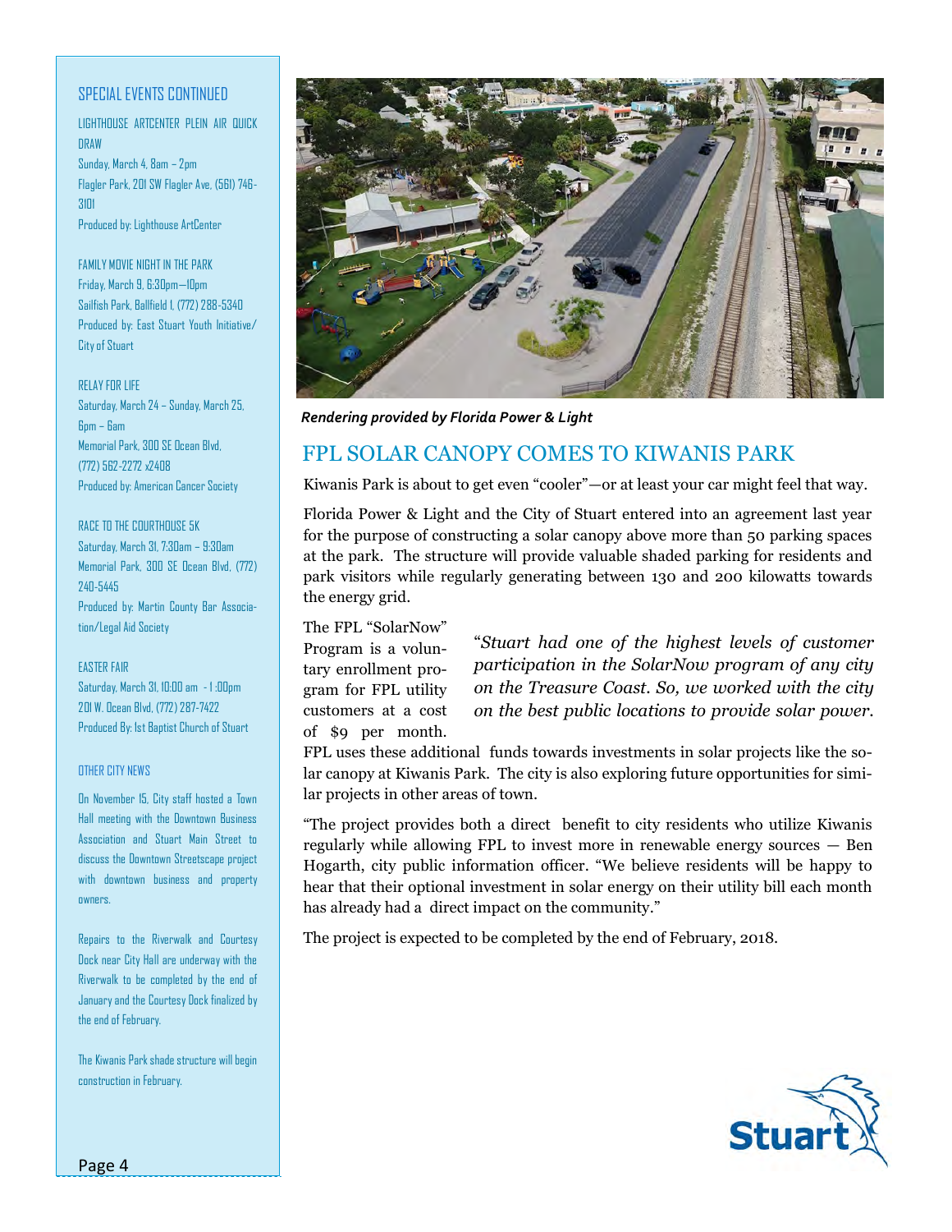## SPECIAL EVENTS CONTINUED

LIGHTHOUSE ARTCENTER PLEIN AIR QUICK DRAW
Sunday, March 4, 8am – 2pm
Flagler Park, 201 SW Flagler Ave, (561) 746-3101
Produced by: Lighthouse ArtCenter

FAMILY MOVIE NIGHT IN THE PARK
Friday, March 9, 6:30pm—10pm
Sailfish Park, Ballfield 1, (772) 288-5340
Produced by: East Stuart Youth Initiative/ City of Stuart

RELAY FOR LIFE
Saturday, March 24 – Sunday, March 25, 6pm – 6am
Memorial Park, 300 SE Ocean Blvd, (772) 562-2272 x2408
Produced by: American Cancer Society

RACE TO THE COURTHOUSE 5K
Saturday, March 31, 7:30am – 9:30am
Memorial Park, 300 SE Ocean Blvd, (772) 240-5445
Produced by: Martin County Bar Association/Legal Aid Society

EASTER FAIR
Saturday, March 31, 10:00 am - 1 :00pm
201 W. Ocean Blvd, (772) 287-7422
Produced By: 1st Baptist Church of Stuart

### OTHER CITY NEWS

On November 15, City staff hosted a Town Hall meeting with the Downtown Business Association and Stuart Main Street to discuss the Downtown Streetscape project with downtown business and property owners.

Repairs to the Riverwalk and Courtesy Dock near City Hall are underway with the Riverwalk to be completed by the end of January and the Courtesy Dock finalized by the end of February.

The Kiwanis Park shade structure will begin construction in February.

***Rendering provided by Florida Power & Light***

## FPL SOLAR CANOPY COMES TO KIWANIS PARK

Kiwanis Park is about to get even "cooler"—or at least your car might feel that way.

Florida Power & Light and the City of Stuart entered into an agreement last year for the purpose of constructing a solar canopy above more than 50 parking spaces at the park. The structure will provide valuable shaded parking for residents and park visitors while regularly generating between 130 and 200 kilowatts towards the energy grid.

The FPL "SolarNow" Program is a voluntary enrollment program for FPL utility customers at a cost of $9 per month. FPL uses these additional funds towards investments in solar projects like the solar canopy at Kiwanis Park. The city is also exploring future opportunities for similar projects in other areas of town.

*"Stuart had one of the highest levels of customer participation in the SolarNow program of any city on the Treasure Coast. So, we worked with the city on the best public locations to provide solar power.*

"The project provides both a direct benefit to city residents who utilize Kiwanis regularly while allowing FPL to invest more in renewable energy sources — Ben Hogarth, city public information officer. "We believe residents will be happy to hear that their optional investment in solar energy on their utility bill each month has already had a direct impact on the community."

The project is expected to be completed by the end of February, 2018.

Stuart